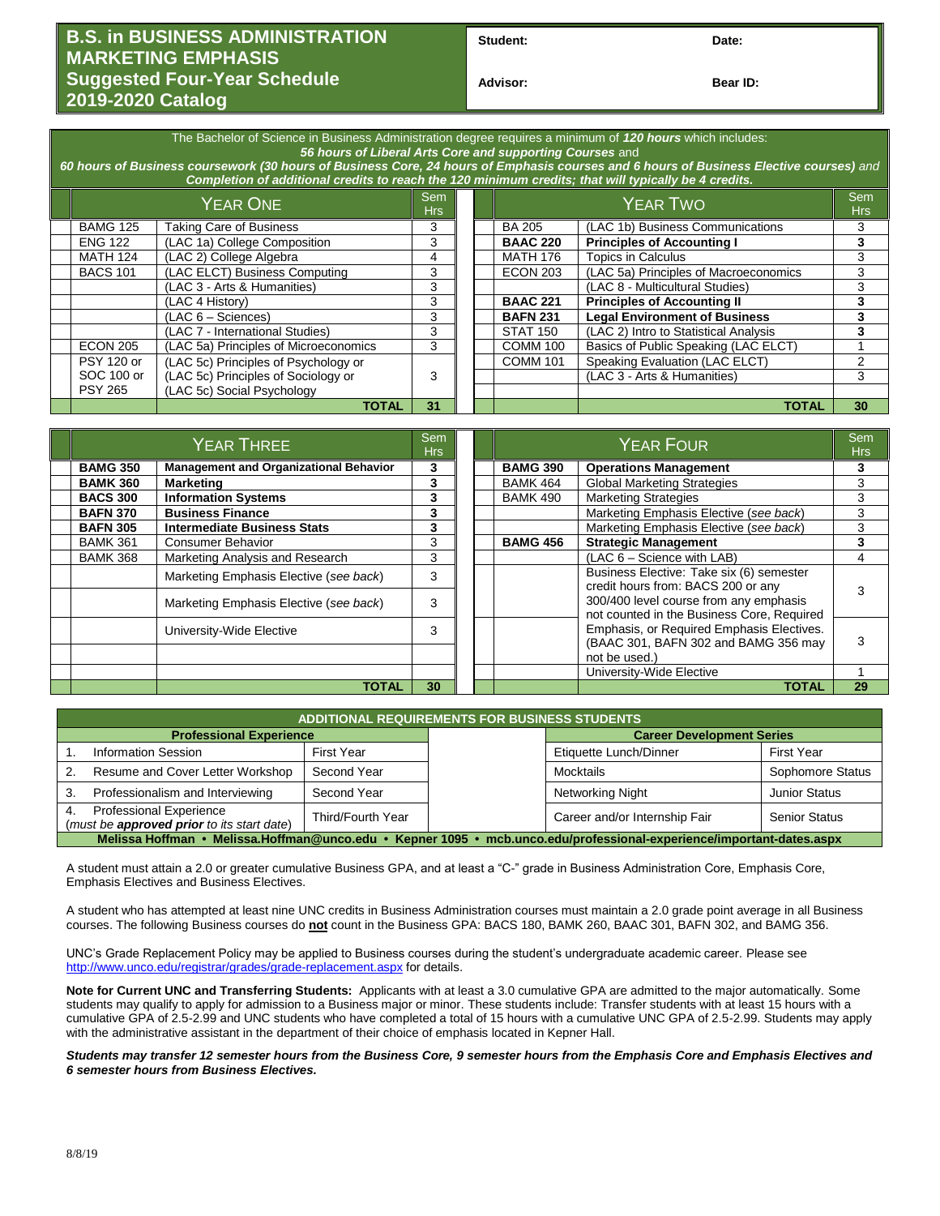# B.S. in BUSINESS ADMINISTRATION
# MARKETING EMPHASIS
## Suggested Four-Year Schedule
## 2019-2020 Catalog

**Student:** **Date:**

**Advisor:** **Bear ID:**

The Bachelor of Science in Business Administration degree requires a minimum of ***120 hours*** which includes:
***56 hours of Liberal Arts Core and supporting Courses*** and
***60 hours of Business coursework (30 hours of Business Core, 24 hours of Emphasis courses and 6 hours of Business Elective courses)*** *and* ***Completion of additional credits to reach the 120 minimum credits; that will typically be 4 credits.***

| Year One | | Sem Hrs |
|---|---|---|
| BAMG 125 | Taking Care of Business | 3 |
| ENG 122 | (LAC 1a) College Composition | 3 |
| MATH 124 | (LAC 2) College Algebra | 4 |
| BACS 101 | (LAC ELCT) Business Computing | 3 |
| | (LAC 3 - Arts & Humanities) | 3 |
| | (LAC 4 History) | 3 |
| | (LAC 6 – Sciences) | 3 |
| | (LAC 7 - International Studies) | 3 |
| ECON 205 | (LAC 5a) Principles of Microeconomics | 3 |
| PSY 120 or SOC 100 or PSY 265 | (LAC 5c) Principles of Psychology or (LAC 5c) Principles of Sociology or (LAC 5c) Social Psychology | 3 |
| | **TOTAL** | **31** |

| Year Two | | Sem Hrs |
|---|---|---|
| BA 205 | (LAC 1b) Business Communications | 3 |
| **BAAC 220** | **Principles of Accounting I** | **3** |
| MATH 176 | Topics in Calculus | 3 |
| ECON 203 | (LAC 5a) Principles of Macroeconomics | 3 |
| | (LAC 8 - Multicultural Studies) | 3 |
| **BAAC 221** | **Principles of Accounting II** | **3** |
| **BAFN 231** | **Legal Environment of Business** | **3** |
| STAT 150 | (LAC 2) Intro to Statistical Analysis | **3** |
| COMM 100 | Basics of Public Speaking (LAC ELCT) | 1 |
| COMM 101 | Speaking Evaluation (LAC ELCT) | 2 |
| | (LAC 3 - Arts & Humanities) | 3 |
| | **TOTAL** | **30** |

| Year Three | | Sem Hrs |
|---|---|---|
| **BAMG 350** | **Management and Organizational Behavior** | **3** |
| **BAMK 360** | **Marketing** | **3** |
| **BACS 300** | **Information Systems** | **3** |
| **BAFN 370** | **Business Finance** | **3** |
| **BAFN 305** | **Intermediate Business Stats** | **3** |
| BAMK 361 | Consumer Behavior | 3 |
| BAMK 368 | Marketing Analysis and Research | 3 |
| | Marketing Emphasis Elective (*see back*) | 3 |
| | Marketing Emphasis Elective (*see back*) | 3 |
| | University-Wide Elective | 3 |
| | **TOTAL** | **30** |

| Year Four | | Sem Hrs |
|---|---|---|
| **BAMG 390** | **Operations Management** | **3** |
| BAMK 464 | Global Marketing Strategies | 3 |
| BAMK 490 | Marketing Strategies | 3 |
| | Marketing Emphasis Elective (*see back*) | 3 |
| | Marketing Emphasis Elective (*see back*) | 3 |
| **BAMG 456** | **Strategic Management** | **3** |
| | (LAC 6 – Science with LAB) | 4 |
| | Business Elective: Take six (6) semester credit hours from: BACS 200 or any 300/400 level course from any emphasis not counted in the Business Core, Required Emphasis, or Required Emphasis Electives. (BAAC 301, BAFN 302 and BAMG 356 may not be used.) | 3 |
| | | 3 |
| | University-Wide Elective | 1 |
| | **TOTAL** | **29** |

## ADDITIONAL REQUIREMENTS FOR BUSINESS STUDENTS

| Professional Experience | |
|---|---|
| 1. Information Session | First Year |
| 2. Resume and Cover Letter Workshop | Second Year |
| 3. Professionalism and Interviewing | Second Year |
| 4. Professional Experience (*must be **approved prior** to its start date*) | Third/Fourth Year |

| Career Development Series | |
|---|---|
| Etiquette Lunch/Dinner | First Year |
| Mocktails | Sophomore Status |
| Networking Night | Junior Status |
| Career and/or Internship Fair | Senior Status |

**Melissa Hoffman • Melissa.Hoffman@unco.edu • Kepner 1095 • mcb.unco.edu/professional-experience/important-dates.aspx**

A student must attain a 2.0 or greater cumulative Business GPA, and at least a "C-" grade in Business Administration Core, Emphasis Core, Emphasis Electives and Business Electives.

A student who has attempted at least nine UNC credits in Business Administration courses must maintain a 2.0 grade point average in all Business courses. The following Business courses do **not** count in the Business GPA: BACS 180, BAMK 260, BAAC 301, BAFN 302, and BAMG 356.

UNC's Grade Replacement Policy may be applied to Business courses during the student's undergraduate academic career. Please see http://www.unco.edu/registrar/grades/grade-replacement.aspx for details.

**Note for Current UNC and Transferring Students:** Applicants with at least a 3.0 cumulative GPA are admitted to the major automatically. Some students may qualify to apply for admission to a Business major or minor. These students include: Transfer students with at least 15 hours with a cumulative GPA of 2.5-2.99 and UNC students who have completed a total of 15 hours with a cumulative UNC GPA of 2.5-2.99. Students may apply with the administrative assistant in the department of their choice of emphasis located in Kepner Hall.

***Students may transfer 12 semester hours from the Business Core, 9 semester hours from the Emphasis Core and Emphasis Electives and 6 semester hours from Business Electives.***

8/8/19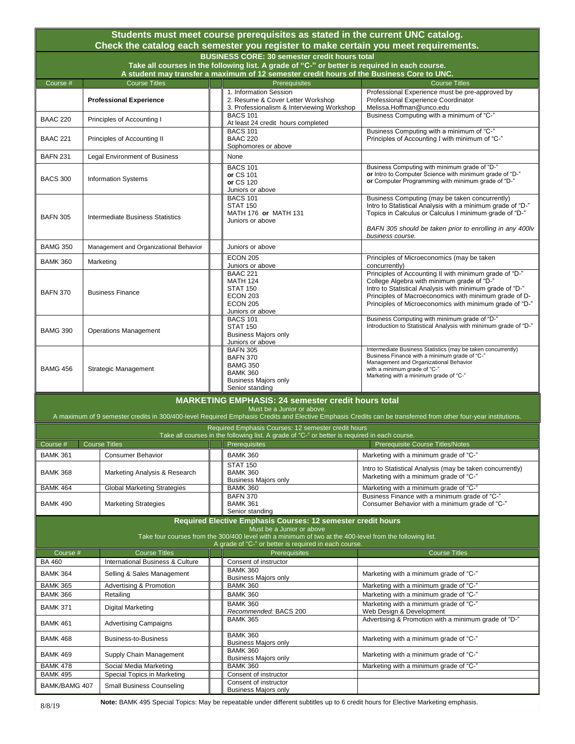**Students must meet course prerequisites as stated in the current UNC catalog.**
**Check the catalog each semester you register to make certain you meet requirements.**

## BUSINESS CORE: 30 semester credit hours total

**Take all courses in the following list. A grade of "C-" or better is required in each course.**
**A student may transfer a maximum of 12 semester credit hours of the Business Core to UNC.**

| Course # | Course Titles | Prerequisites | Course Titles |
|---|---|---|---|
| | **Professional Experience** | 1. Information Session<br>2. Resume & Cover Letter Workshop<br>3. Professionalism & Interviewing Workshop | Professional Experience must be pre-approved by Professional Experience Coordinator Melissa.Hoffman@unco.edu |
| BAAC 220 | Principles of Accounting I | BACS 101<br>At least 24 credit hours completed | Business Computing with a minimum of "C-" |
| BAAC 221 | Principles of Accounting II | BACS 101<br>BAAC 220<br>Sophomores or above | Business Computing with a minimum of "C-"<br>Principles of Accounting I with minimum of "C-" |
| BAFN 231 | Legal Environment of Business | None | |
| BACS 300 | Information Systems | BACS 101<br>**or** CS 101<br>**or** CS 120<br>Juniors or above | Business Computing with minimum grade of "D-"<br>**or** Intro to Computer Science with minimum grade of "D-"<br>**or** Computer Programming with minimum grade of "D-" |
| BAFN 305 | Intermediate Business Statistics | BACS 101<br>STAT 150<br>MATH 176 **or** MATH 131<br>Juniors or above | Business Computing (may be taken concurrently)<br>Intro to Statistical Analysis with a minimum grade of "D-"<br>Topics in Calculus or Calculus I minimum grade of "D-"<br>*BAFN 305 should be taken prior to enrolling in any 400lv business course.* |
| BAMG 350 | Management and Organizational Behavior | Juniors or above | |
| BAMK 360 | Marketing | ECON 205<br>Juniors or above | Principles of Microeconomics (may be taken concurrently) |
| BAFN 370 | Business Finance | BAAC 221<br>MATH 124<br>STAT 150<br>ECON 203<br>ECON 205<br>Juniors or above | Principles of Accounting II with minimum grade of "D-"<br>College Algebra with minimum grade of "D-"<br>Intro to Statistical Analysis with minimum grade of "D-"<br>Principles of Macroeconomics with minimum grade of D-<br>Principles of Microeconomics with minimum grade of "D-" |
| BAMG 390 | Operations Management | BACS 101<br>STAT 150<br>Business Majors only<br>Juniors or above | Business Computing with minimum grade of "D-"<br>Introduction to Statistical Analysis with minimum grade of "D-" |
| BAMG 456 | Strategic Management | BAFN 305<br>BAFN 370<br>BAMG 350<br>BAMK 360<br>Business Majors only<br>Senior standing | Intermediate Business Statistics (may be taken concurrently)<br>Business Finance with a minimum grade of "C-"<br>Management and Organizational Behavior with a minimum grade of "C-"<br>Marketing with a minimum grade of "C-" |

## MARKETING EMPHASIS: 24 semester credit hours total

Must be a Junior or above.
A maximum of 9 semester credits in 300/400-level Required Emphasis Credits and Elective Emphasis Credits can be transferred from other four-year institutions.

### Required Emphasis Courses: 12 semester credit hours

Take all courses in the following list. A grade of "C-" or better is required in each course.

| Course # | Course Titles | Prerequisites | Prerequisite Course Titles/Notes |
|---|---|---|---|
| BAMK 361 | Consumer Behavior | BAMK 360 | Marketing with a minimum grade of "C-" |
| BAMK 368 | Marketing Analysis & Research | STAT 150<br>BAMK 360<br>Business Majors only | Intro to Statistical Analysis (may be taken concurrently)<br>Marketing with a minimum grade of "C-" |
| BAMK 464 | Global Marketing Strategies | BAMK 360 | Marketing with a minimum grade of "C-" |
| BAMK 490 | Marketing Strategies | BAFN 370<br>BAMK 361<br>Senior standing | Business Finance with a minimum grade of "C-"<br>Consumer Behavior with a minimum grade of "C-" |

### Required Elective Emphasis Courses: 12 semester credit hours

Must be a Junior or above
Take four courses from the 300/400 level with a minimum of two at the 400-level from the following list.
A grade of "C-" or better is required in each course.

| Course # | Course Titles | Prerequisites | Course Titles |
|---|---|---|---|
| BA 460 | International Business & Culture | Consent of instructor | |
| BAMK 364 | Selling & Sales Management | BAMK 360<br>Business Majors only | Marketing with a minimum grade of "C-" |
| BAMK 365 | Advertising & Promotion | BAMK 360 | Marketing with a minimum grade of "C-" |
| BAMK 366 | Retailing | BAMK 360 | Marketing with a minimum grade of "C-" |
| BAMK 371 | Digital Marketing | BAMK 360<br>*Recommended:* BACS 200 | Marketing with a minimum grade of "C-"<br>Web Design & Development |
| BAMK 461 | Advertising Campaigns | BAMK 365 | Advertising & Promotion with a minimum grade of "D-" |
| BAMK 468 | Business-to-Business | BAMK 360<br>Business Majors only | Marketing with a minimum grade of "C-" |
| BAMK 469 | Supply Chain Management | BAMK 360<br>Business Majors only | Marketing with a minimum grade of "C-" |
| BAMK 478 | Social Media Marketing | BAMK 360 | Marketing with a minimum grade of "C-" |
| BAMK 495 | Special Topics in Marketing | Consent of instructor | |
| BAMK/BAMG 407 | Small Business Counseling | Consent of instructor<br>Business Majors only | |

**Note:** BAMK 495 Special Topics: May be repeatable under different subtitles up to 6 credit hours for Elective Marketing emphasis.

8/8/19